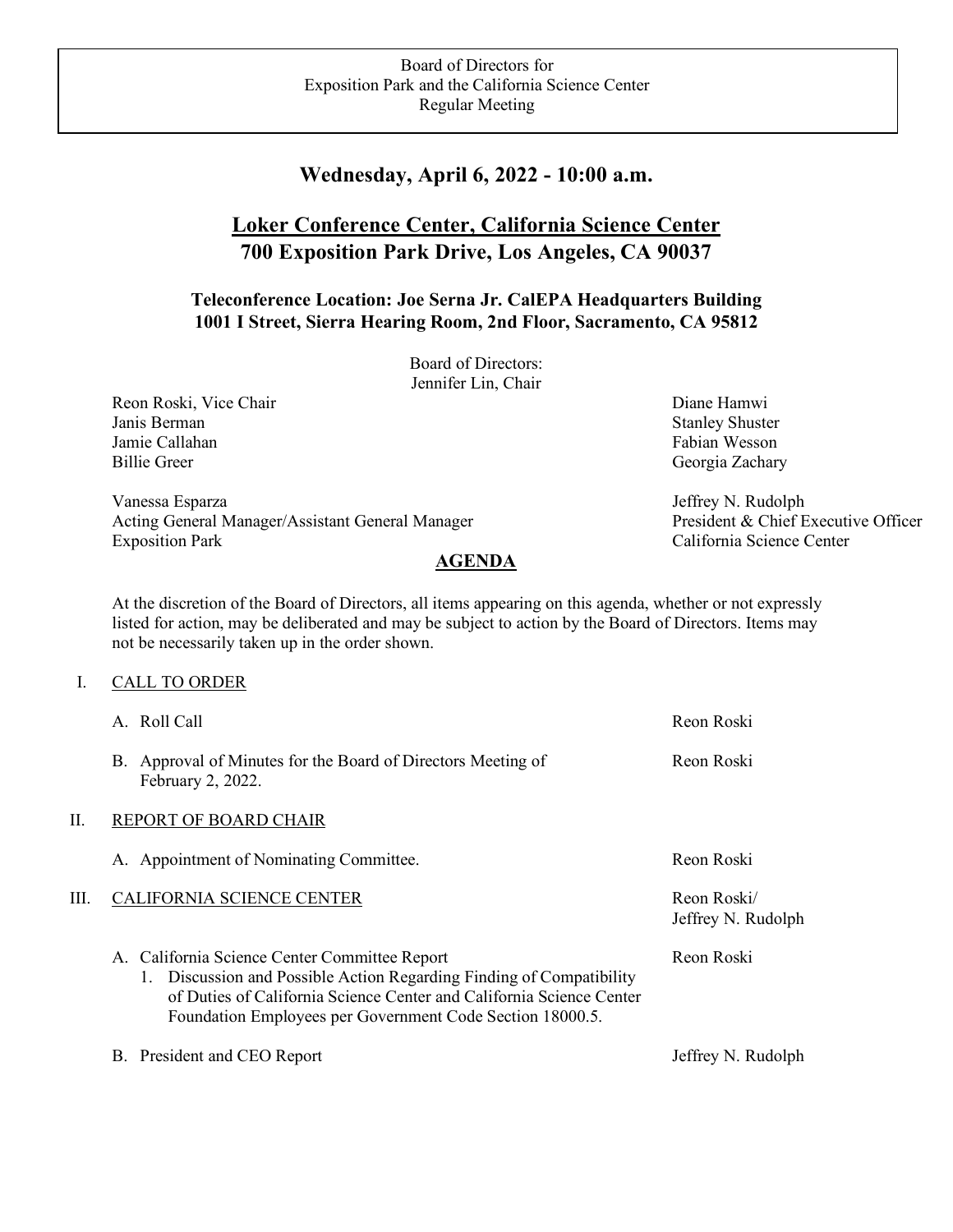Board of Directors for
Exposition Park and the California Science Center
Regular Meeting

## Wednesday, April 6, 2022 - 10:00 a.m.

## Loker Conference Center, California Science Center
## 700 Exposition Park Drive, Los Angeles, CA 90037

### Teleconference Location: Joe Serna Jr. CalEPA Headquarters Building
### 1001 I Street, Sierra Hearing Room, 2nd Floor, Sacramento, CA 95812

Board of Directors:
Jennifer Lin, Chair

Reon Roski, Vice Chair
Janis Berman
Jamie Callahan
Billie Greer
Diane Hamwi
Stanley Shuster
Fabian Wesson
Georgia Zachary

Vanessa Esparza
Acting General Manager/Assistant General Manager
Exposition Park

Jeffrey N. Rudolph
President & Chief Executive Officer
California Science Center

## AGENDA

At the discretion of the Board of Directors, all items appearing on this agenda, whether or not expressly listed for action, may be deliberated and may be subject to action by the Board of Directors. Items may not be necessarily taken up in the order shown.

I. CALL TO ORDER

A. Roll Call — Reon Roski

B. Approval of Minutes for the Board of Directors Meeting of February 2, 2022. — Reon Roski

II. REPORT OF BOARD CHAIR

A. Appointment of Nominating Committee. — Reon Roski

III. CALIFORNIA SCIENCE CENTER — Reon Roski/ Jeffrey N. Rudolph

A. California Science Center Committee Report — Reon Roski
   1. Discussion and Possible Action Regarding Finding of Compatibility of Duties of California Science Center and California Science Center Foundation Employees per Government Code Section 18000.5.

B. President and CEO Report — Jeffrey N. Rudolph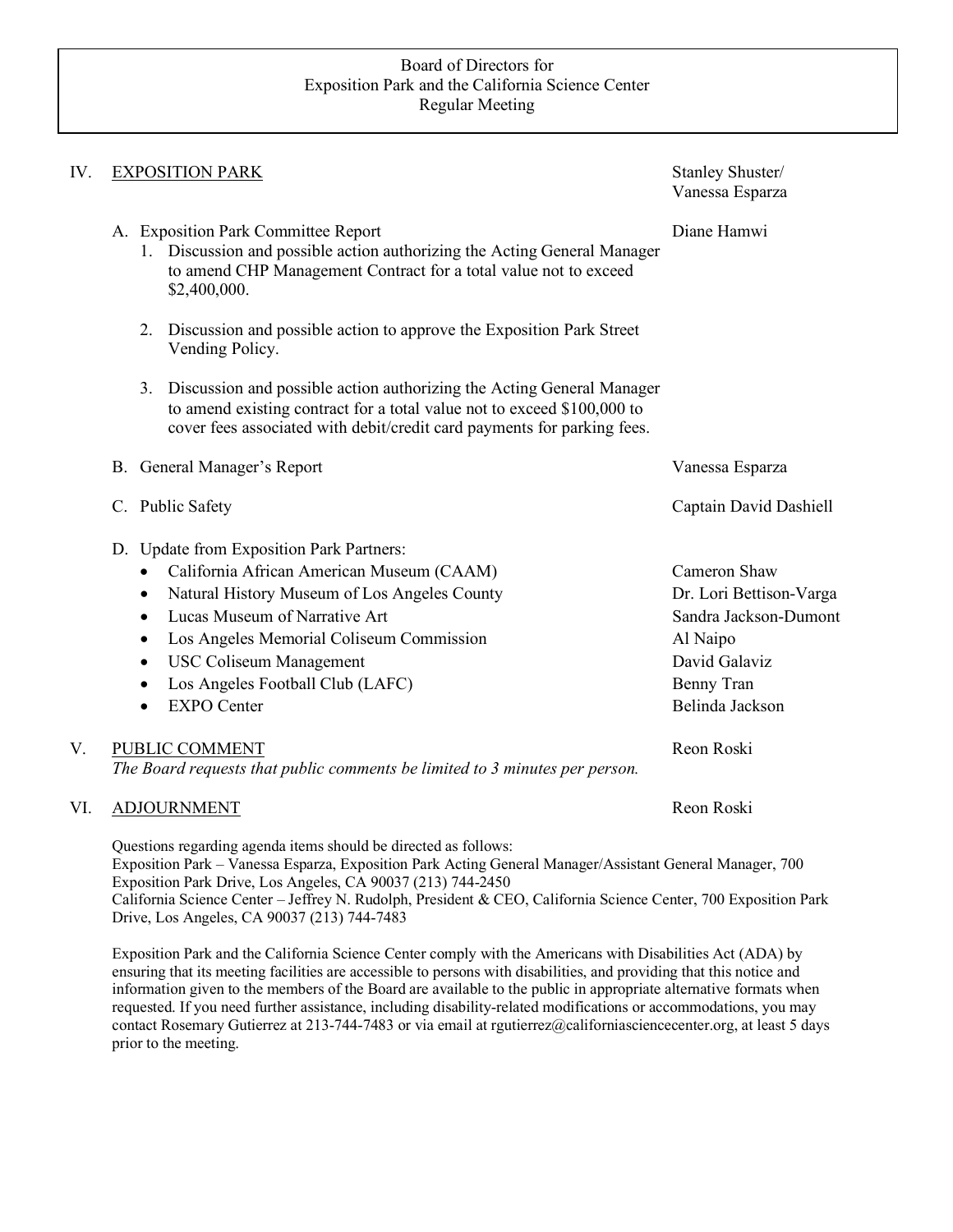Board of Directors for
Exposition Park and the California Science Center
Regular Meeting

IV. EXPOSITION PARK — Stanley Shuster/ Vanessa Esparza

A. Exposition Park Committee Report — Diane Hamwi

1. Discussion and possible action authorizing the Acting General Manager to amend CHP Management Contract for a total value not to exceed $2,400,000.

2. Discussion and possible action to approve the Exposition Park Street Vending Policy.

3. Discussion and possible action authorizing the Acting General Manager to amend existing contract for a total value not to exceed $100,000 to cover fees associated with debit/credit card payments for parking fees.

B. General Manager's Report — Vanessa Esparza

C. Public Safety — Captain David Dashiell

D. Update from Exposition Park Partners:

- California African American Museum (CAAM) — Cameron Shaw
- Natural History Museum of Los Angeles County — Dr. Lori Bettison-Varga
- Lucas Museum of Narrative Art — Sandra Jackson-Dumont
- Los Angeles Memorial Coliseum Commission — Al Naipo
- USC Coliseum Management — David Galaviz
- Los Angeles Football Club (LAFC) — Benny Tran
- EXPO Center — Belinda Jackson

V. PUBLIC COMMENT — Reon Roski

*The Board requests that public comments be limited to 3 minutes per person.*

VI. ADJOURNMENT — Reon Roski

Questions regarding agenda items should be directed as follows:
Exposition Park – Vanessa Esparza, Exposition Park Acting General Manager/Assistant General Manager, 700 Exposition Park Drive, Los Angeles, CA 90037 (213) 744-2450
California Science Center – Jeffrey N. Rudolph, President & CEO, California Science Center, 700 Exposition Park Drive, Los Angeles, CA 90037 (213) 744-7483

Exposition Park and the California Science Center comply with the Americans with Disabilities Act (ADA) by ensuring that its meeting facilities are accessible to persons with disabilities, and providing that this notice and information given to the members of the Board are available to the public in appropriate alternative formats when requested. If you need further assistance, including disability-related modifications or accommodations, you may contact Rosemary Gutierrez at 213-744-7483 or via email at rgutierrez@californiasciencecenter.org, at least 5 days prior to the meeting.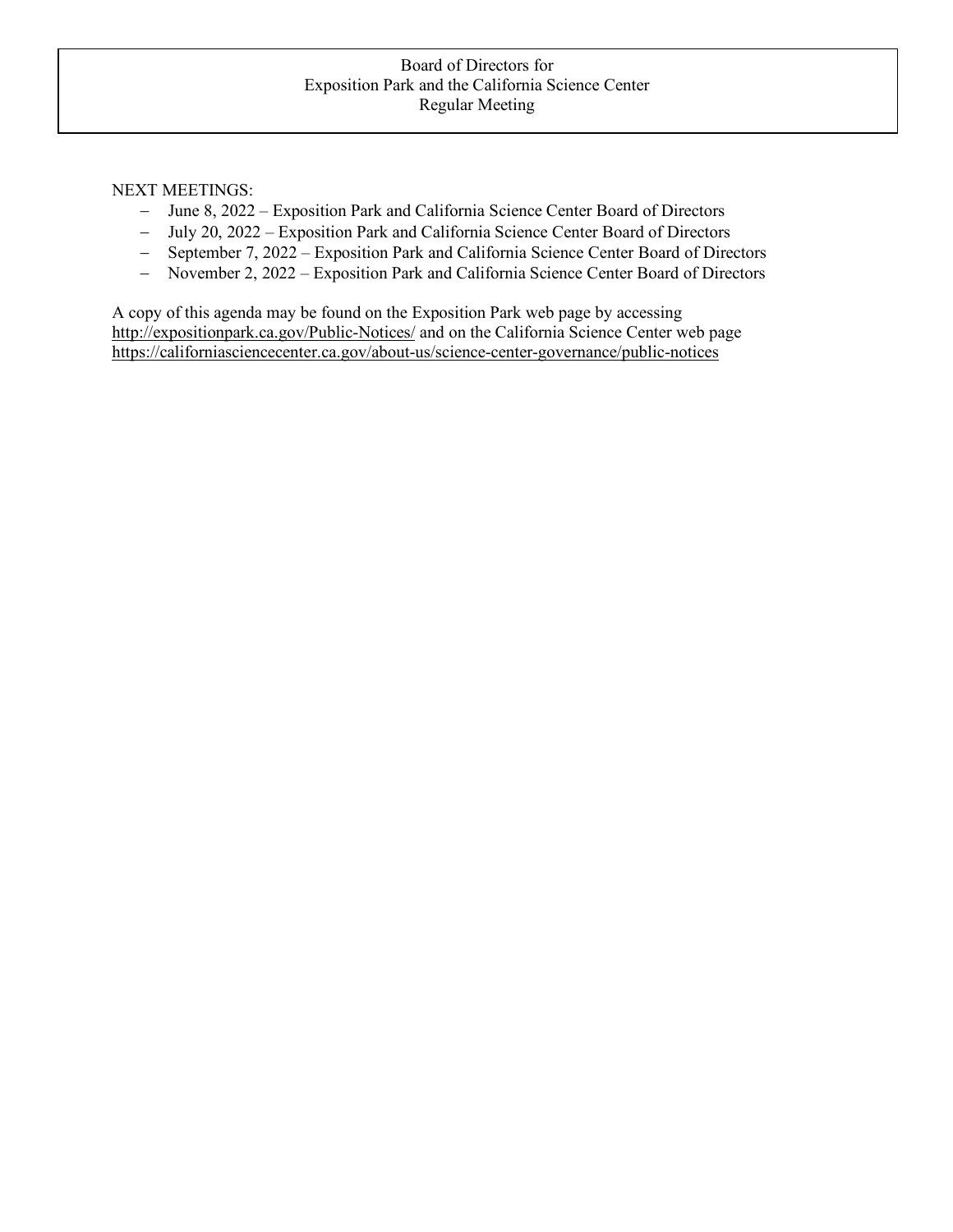NEXT MEETINGS:

- June 8, 2022 – Exposition Park and California Science Center Board of Directors
- July 20, 2022 – Exposition Park and California Science Center Board of Directors
- September 7, 2022 – Exposition Park and California Science Center Board of Directors
- November 2, 2022 – Exposition Park and California Science Center Board of Directors

A copy of this agenda may be found on the Exposition Park web page by accessing http://expositionpark.ca.gov/Public-Notices/ and on the California Science Center web page https://californiasciencecenter.ca.gov/about-us/science-center-governance/public-notices